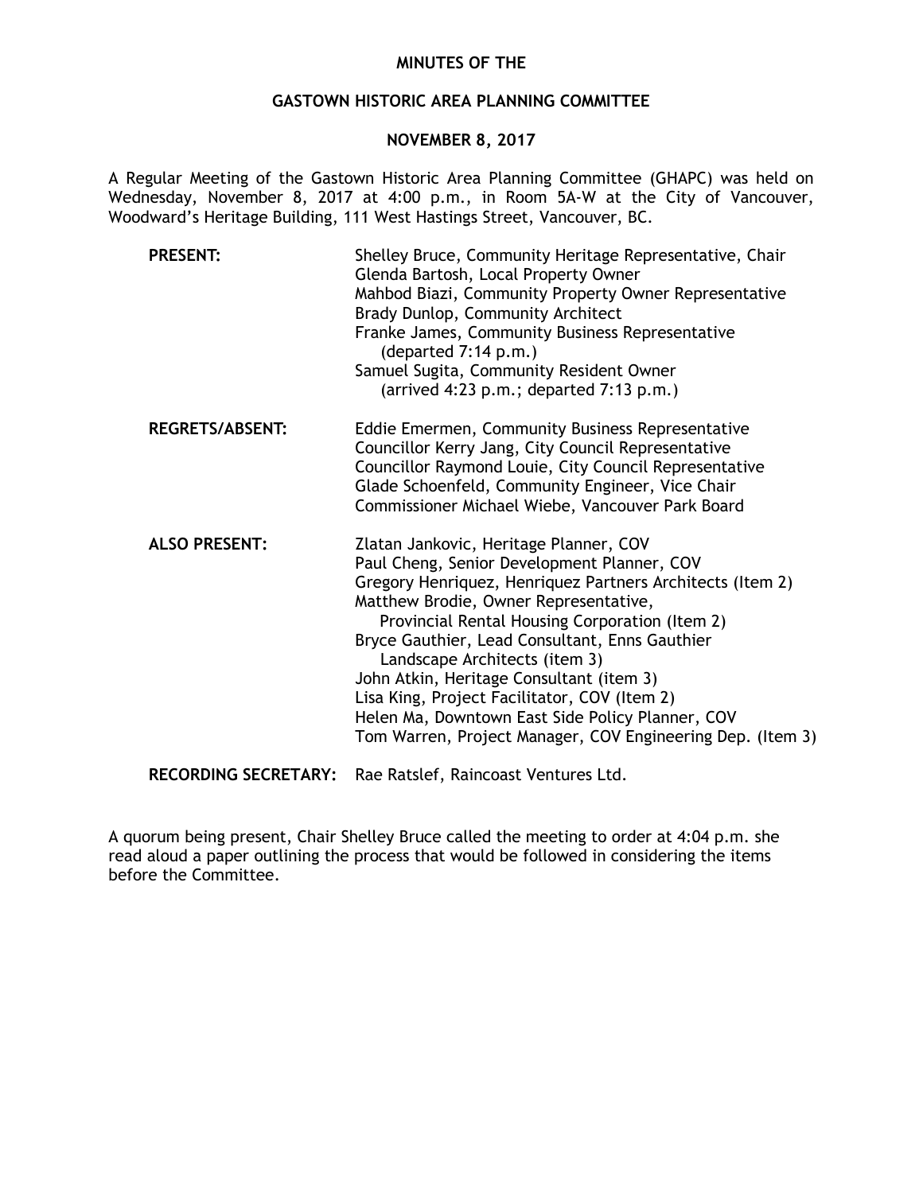**MINUTES OF THE**

**GASTOWN HISTORIC AREA PLANNING COMMITTEE**

**NOVEMBER 8, 2017**

A Regular Meeting of the Gastown Historic Area Planning Committee (GHAPC) was held on Wednesday, November 8, 2017 at 4:00 p.m., in Room 5A-W at the City of Vancouver, Woodward's Heritage Building, 111 West Hastings Street, Vancouver, BC.

| | |
|---|---|
| **PRESENT:** | Shelley Bruce, Community Heritage Representative, Chair<br>Glenda Bartosh, Local Property Owner<br>Mahbod Biazi, Community Property Owner Representative<br>Brady Dunlop, Community Architect<br>Franke James, Community Business Representative (departed 7:14 p.m.)<br>Samuel Sugita, Community Resident Owner (arrived 4:23 p.m.; departed 7:13 p.m.) |
| **REGRETS/ABSENT:** | Eddie Emermen, Community Business Representative<br>Councillor Kerry Jang, City Council Representative<br>Councillor Raymond Louie, City Council Representative<br>Glade Schoenfeld, Community Engineer, Vice Chair<br>Commissioner Michael Wiebe, Vancouver Park Board |
| **ALSO PRESENT:** | Zlatan Jankovic, Heritage Planner, COV<br>Paul Cheng, Senior Development Planner, COV<br>Gregory Henriquez, Henriquez Partners Architects (Item 2)<br>Matthew Brodie, Owner Representative, Provincial Rental Housing Corporation (Item 2)<br>Bryce Gauthier, Lead Consultant, Enns Gauthier Landscape Architects (item 3)<br>John Atkin, Heritage Consultant (item 3)<br>Lisa King, Project Facilitator, COV (Item 2)<br>Helen Ma, Downtown East Side Policy Planner, COV<br>Tom Warren, Project Manager, COV Engineering Dep. (Item 3) |
| **RECORDING SECRETARY:** | Rae Ratslef, Raincoast Ventures Ltd. |

A quorum being present, Chair Shelley Bruce called the meeting to order at 4:04 p.m. she read aloud a paper outlining the process that would be followed in considering the items before the Committee.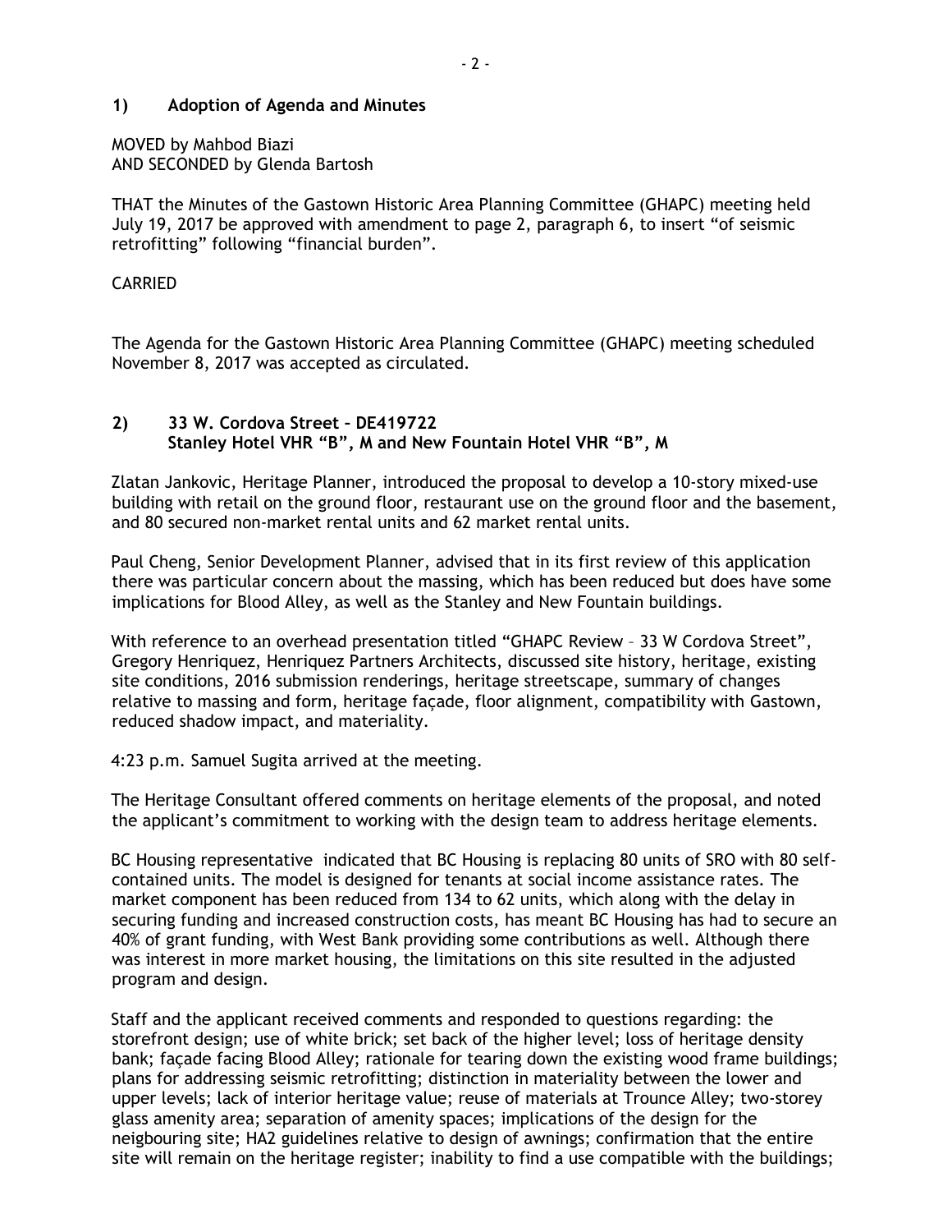## 1) Adoption of Agenda and Minutes

MOVED by Mahbod Biazi
AND SECONDED by Glenda Bartosh

THAT the Minutes of the Gastown Historic Area Planning Committee (GHAPC) meeting held July 19, 2017 be approved with amendment to page 2, paragraph 6, to insert "of seismic retrofitting" following "financial burden".

CARRIED

The Agenda for the Gastown Historic Area Planning Committee (GHAPC) meeting scheduled November 8, 2017 was accepted as circulated.

## 2) 33 W. Cordova Street – DE419722
## Stanley Hotel VHR "B", M and New Fountain Hotel VHR "B", M

Zlatan Jankovic, Heritage Planner, introduced the proposal to develop a 10-story mixed-use building with retail on the ground floor, restaurant use on the ground floor and the basement, and 80 secured non-market rental units and 62 market rental units.

Paul Cheng, Senior Development Planner, advised that in its first review of this application there was particular concern about the massing, which has been reduced but does have some implications for Blood Alley, as well as the Stanley and New Fountain buildings.

With reference to an overhead presentation titled "GHAPC Review – 33 W Cordova Street", Gregory Henriquez, Henriquez Partners Architects, discussed site history, heritage, existing site conditions, 2016 submission renderings, heritage streetscape, summary of changes relative to massing and form, heritage façade, floor alignment, compatibility with Gastown, reduced shadow impact, and materiality.

4:23 p.m. Samuel Sugita arrived at the meeting.

The Heritage Consultant offered comments on heritage elements of the proposal, and noted the applicant's commitment to working with the design team to address heritage elements.

BC Housing representative indicated that BC Housing is replacing 80 units of SRO with 80 self-contained units. The model is designed for tenants at social income assistance rates. The market component has been reduced from 134 to 62 units, which along with the delay in securing funding and increased construction costs, has meant BC Housing has had to secure an 40% of grant funding, with West Bank providing some contributions as well. Although there was interest in more market housing, the limitations on this site resulted in the adjusted program and design.

Staff and the applicant received comments and responded to questions regarding: the storefront design; use of white brick; set back of the higher level; loss of heritage density bank; façade facing Blood Alley; rationale for tearing down the existing wood frame buildings; plans for addressing seismic retrofitting; distinction in materiality between the lower and upper levels; lack of interior heritage value; reuse of materials at Trounce Alley; two-storey glass amenity area; separation of amenity spaces; implications of the design for the neigbouring site; HA2 guidelines relative to design of awnings; confirmation that the entire site will remain on the heritage register; inability to find a use compatible with the buildings;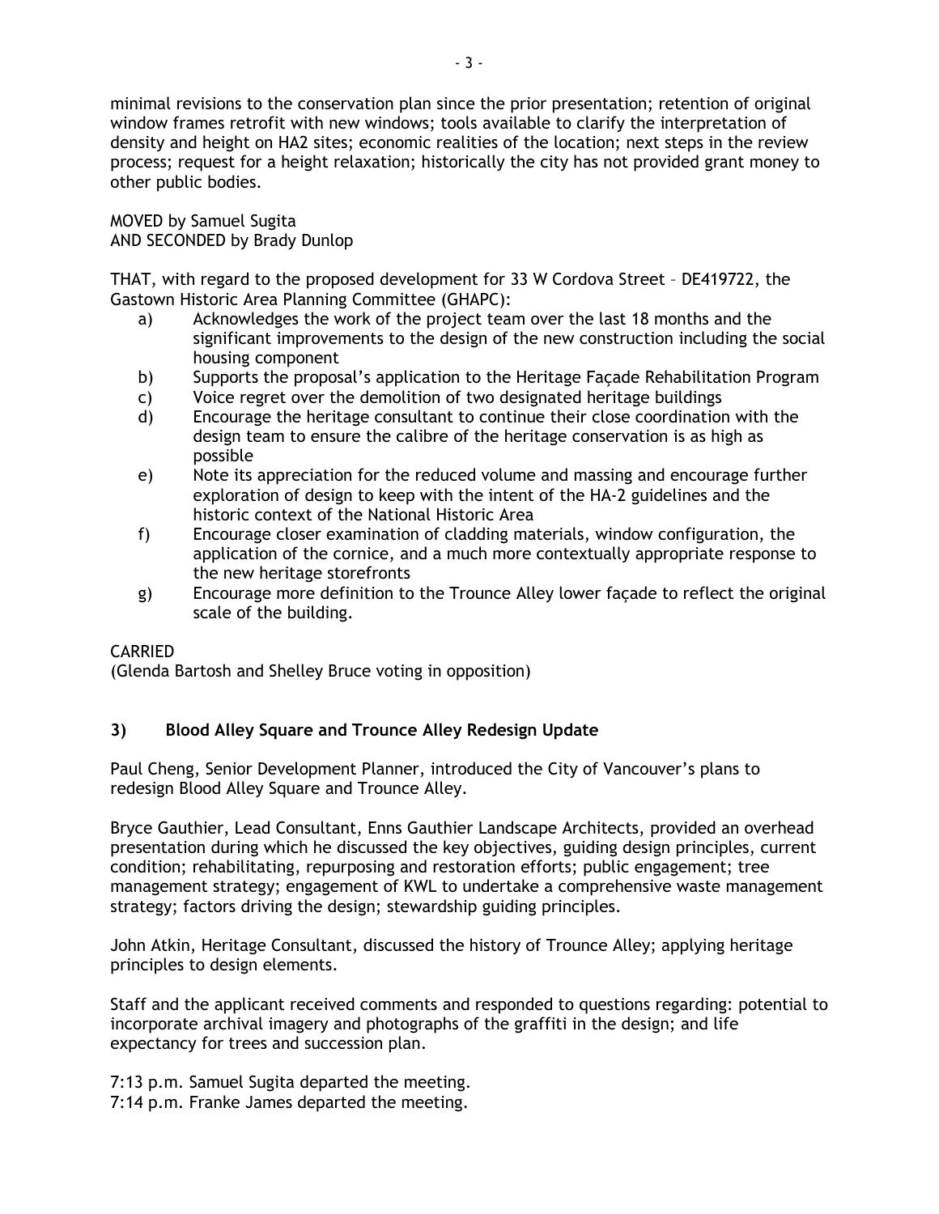minimal revisions to the conservation plan since the prior presentation; retention of original window frames retrofit with new windows; tools available to clarify the interpretation of density and height on HA2 sites; economic realities of the location; next steps in the review process; request for a height relaxation; historically the city has not provided grant money to other public bodies.

MOVED by Samuel Sugita
AND SECONDED by Brady Dunlop

THAT, with regard to the proposed development for 33 W Cordova Street – DE419722, the Gastown Historic Area Planning Committee (GHAPC):

a) Acknowledges the work of the project team over the last 18 months and the significant improvements to the design of the new construction including the social housing component
b) Supports the proposal's application to the Heritage Façade Rehabilitation Program
c) Voice regret over the demolition of two designated heritage buildings
d) Encourage the heritage consultant to continue their close coordination with the design team to ensure the calibre of the heritage conservation is as high as possible
e) Note its appreciation for the reduced volume and massing and encourage further exploration of design to keep with the intent of the HA-2 guidelines and the historic context of the National Historic Area
f) Encourage closer examination of cladding materials, window configuration, the application of the cornice, and a much more contextually appropriate response to the new heritage storefronts
g) Encourage more definition to the Trounce Alley lower façade to reflect the original scale of the building.

CARRIED
(Glenda Bartosh and Shelley Bruce voting in opposition)

### 3) Blood Alley Square and Trounce Alley Redesign Update

Paul Cheng, Senior Development Planner, introduced the City of Vancouver's plans to redesign Blood Alley Square and Trounce Alley.

Bryce Gauthier, Lead Consultant, Enns Gauthier Landscape Architects, provided an overhead presentation during which he discussed the key objectives, guiding design principles, current condition; rehabilitating, repurposing and restoration efforts; public engagement; tree management strategy; engagement of KWL to undertake a comprehensive waste management strategy; factors driving the design; stewardship guiding principles.

John Atkin, Heritage Consultant, discussed the history of Trounce Alley; applying heritage principles to design elements.

Staff and the applicant received comments and responded to questions regarding: potential to incorporate archival imagery and photographs of the graffiti in the design; and life expectancy for trees and succession plan.

7:13 p.m. Samuel Sugita departed the meeting.
7:14 p.m. Franke James departed the meeting.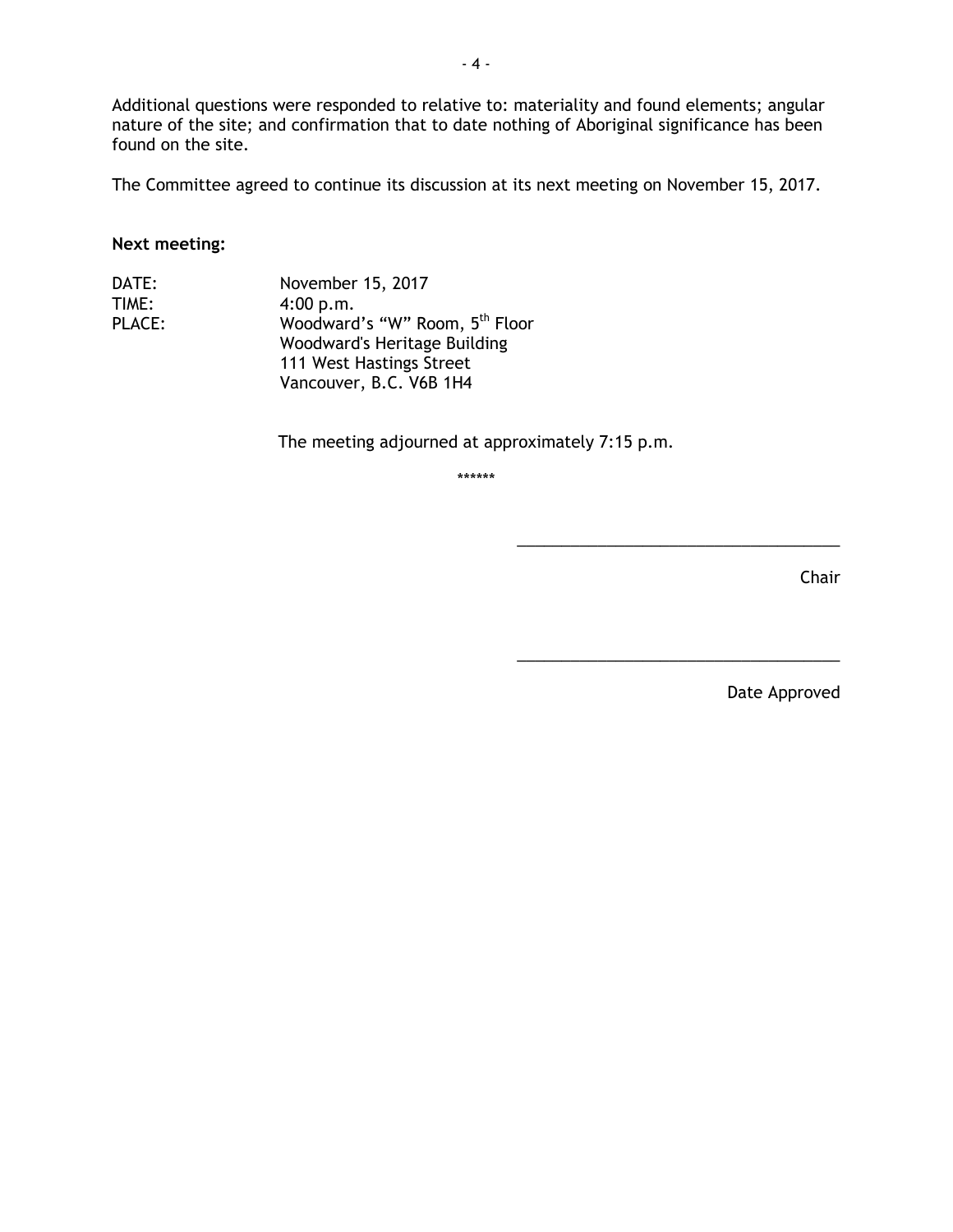Additional questions were responded to relative to: materiality and found elements; angular nature of the site; and confirmation that to date nothing of Aboriginal significance has been found on the site.

The Committee agreed to continue its discussion at its next meeting on November 15, 2017.

**Next meeting:**

DATE: November 15, 2017
TIME: 4:00 p.m.
PLACE: Woodward's "W" Room, 5th Floor
Woodward's Heritage Building
111 West Hastings Street
Vancouver, B.C. V6B 1H4

The meeting adjourned at approximately 7:15 p.m.

\* \* \* \* \* \*

\_\_\_\_\_\_\_\_\_\_\_\_\_\_\_\_\_\_\_\_\_\_\_\_\_\_\_\_\_\_\_\_\_\_\_\_

Chair

\_\_\_\_\_\_\_\_\_\_\_\_\_\_\_\_\_\_\_\_\_\_\_\_\_\_\_\_\_\_\_\_\_\_\_\_

Date Approved